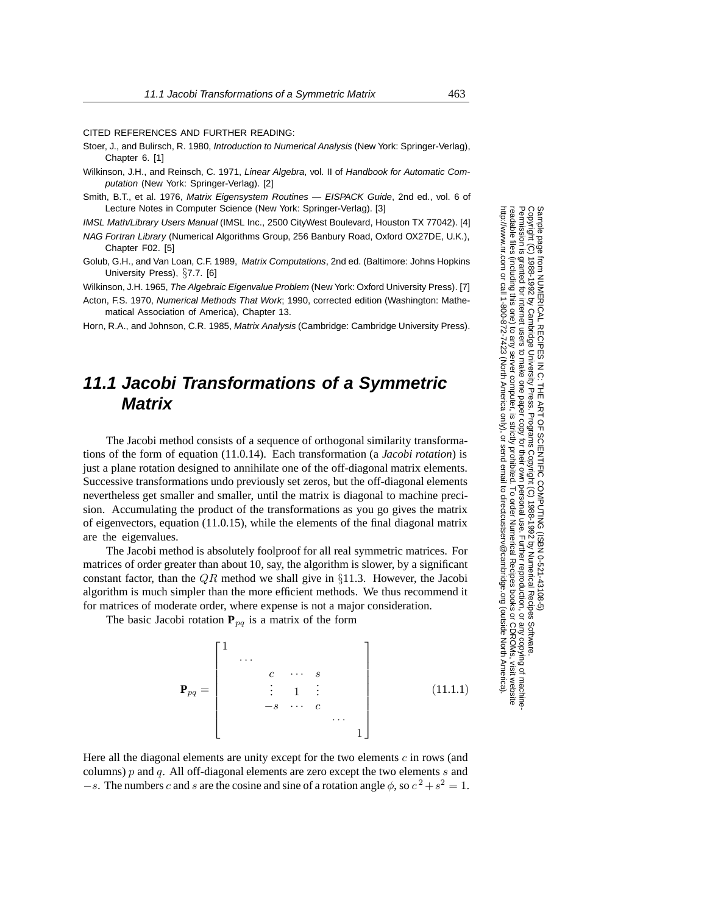CITED REFERENCES AND FURTHER READING:

Stoer, J., and Bulirsch, R. 1980, *Introduction to Numerical Analysis* (New York: Springer-Verlag), Chapter 6. [1]

Wilkinson, J.H., and Reinsch, C. 1971, *Linear Algebra*, vol. II of *Handbook for Automatic Computation* (New York: Springer-Verlag). [2]

Smith, B.T., et al. 1976, *Matrix Eigensystem Routines — EISPACK Guide*, 2nd ed., vol. 6 of Lecture Notes in Computer Science (New York: Springer-Verlag). [3]

*IMSL Math/Library Users Manual* (IMSL Inc., 2500 CityWest Boulevard, Houston TX 77042). [4]

*NAG Fortran Library* (Numerical Algorithms Group, 256 Banbury Road, Oxford OX27DE, U.K.), Chapter F02. [5]

Golub, G.H., and Van Loan, C.F. 1989, *Matrix Computations*, 2nd ed. (Baltimore: Johns Hopkins University Press), §7.7. [6]

Wilkinson, J.H. 1965, *The Algebraic Eigenvalue Problem* (New York: Oxford University Press). [7]

Acton, F.S. 1970, *Numerical Methods That Work*; 1990, corrected edition (Washington: Mathematical Association of America), Chapter 13.

Horn, R.A., and Johnson, C.R. 1985, *Matrix Analysis* (Cambridge: Cambridge University Press).

# 11.1 Jacobi Transformations of a Symmetric Matrix

The Jacobi method consists of a sequence of orthogonal similarity transformations of the form of equation (11.0.14). Each transformation (a *Jacobi rotation*) is just a plane rotation designed to annihilate one of the off-diagonal matrix elements. Successive transformations undo previously set zeros, but the off-diagonal elements nevertheless get smaller and smaller, until the matrix is diagonal to machine precision. Accumulating the product of the transformations as you go gives the matrix of eigenvectors, equation (11.0.15), while the elements of the final diagonal matrix are the eigenvalues.

The Jacobi method is absolutely foolproof for all real symmetric matrices. For matrices of order greater than about 10, say, the algorithm is slower, by a significant constant factor, than the $QR$ method we shall give in §11.3. However, the Jacobi algorithm is much simpler than the more efficient methods. We thus recommend it for matrices of moderate order, where expense is not a major consideration.

The basic Jacobi rotation $\mathbf{P}_{pq}$ is a matrix of the form

$$
\mathbf{P}_{pq} = \begin{bmatrix} 1 & & & & & & \\ & \cdots & & & & & \\ & & c & \cdots & s & & \\ & & \vdots & 1 & \vdots & & \\ & & -s & \cdots & c & & \\ & & & & & \cdots & \\ & & & & & & 1 \end{bmatrix} \tag{11.1.1}
$$

Here all the diagonal elements are unity except for the two elements $c$ in rows (and columns) $p$ and $q$. All off-diagonal elements are zero except the two elements $s$ and $-s$. The numbers $c$ and $s$ are the cosine and sine of a rotation angle $\phi$, so $c^2 + s^2 = 1$.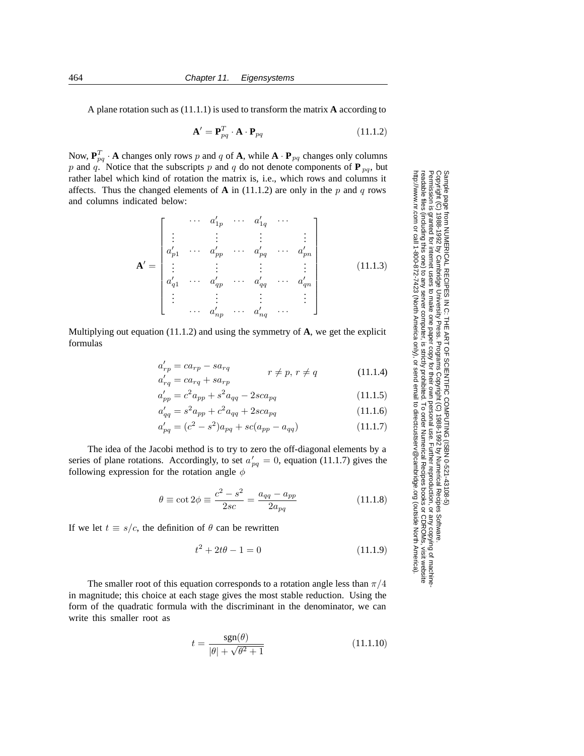A plane rotation such as (11.1.1) is used to transform the matrix **A** according to

$$\mathbf{A}' = \mathbf{P}_{pq}^T \cdot \mathbf{A} \cdot \mathbf{P}_{pq} \tag{11.1.2}$$

Now, $\mathbf{P}_{pq}^T \cdot \mathbf{A}$ changes only rows $p$ and $q$ of **A**, while $\mathbf{A} \cdot \mathbf{P}_{pq}$ changes only columns $p$ and $q$. Notice that the subscripts $p$ and $q$ do not denote components of $\mathbf{P}_{pq}$, but rather label which kind of rotation the matrix is, i.e., which rows and columns it affects. Thus the changed elements of **A** in (11.1.2) are only in the $p$ and $q$ rows and columns indicated below:

$$\mathbf{A}' = \begin{bmatrix} & \cdots & a'_{1p} & \cdots & a'_{1q} & \cdots & \\ \vdots & & \vdots & & \vdots & & \vdots \\ a'_{p1} & \cdots & a'_{pp} & \cdots & a'_{pq} & \cdots & a'_{pn} \\ \vdots & & \vdots & & \vdots & & \vdots \\ a'_{q1} & \cdots & a'_{qp} & \cdots & a'_{qq} & \cdots & a'_{qn} \\ \vdots & & \vdots & & \vdots & & \vdots \\ & \cdots & a'_{np} & \cdots & a'_{nq} & \cdots & \end{bmatrix} \tag{11.1.3}$$

Multiplying out equation (11.1.2) and using the symmetry of **A**, we get the explicit formulas

$$\begin{aligned} a'_{rp} &= c a_{rp} - s a_{rq} \\ a'_{rq} &= c a_{rq} + s a_{rp} \end{aligned} \qquad r \neq p,\, r \neq q \tag{11.1.4}$$

$$a'_{pp} = c^2 a_{pp} + s^2 a_{qq} - 2sc a_{pq} \tag{11.1.5}$$

$$a'_{qq} = s^2 a_{pp} + c^2 a_{qq} + 2sc a_{pq} \tag{11.1.6}$$

$$a'_{pq} = (c^2 - s^2) a_{pq} + sc(a_{pp} - a_{qq}) \tag{11.1.7}$$

The idea of the Jacobi method is to try to zero the off-diagonal elements by a series of plane rotations. Accordingly, to set $a'_{pq} = 0$, equation (11.1.7) gives the following expression for the rotation angle $\phi$

$$\theta \equiv \cot 2\phi \equiv \frac{c^2 - s^2}{2sc} = \frac{a_{qq} - a_{pp}}{2a_{pq}} \tag{11.1.8}$$

If we let $t \equiv s/c$, the definition of $\theta$ can be rewritten

$$t^2 + 2t\theta - 1 = 0 \tag{11.1.9}$$

The smaller root of this equation corresponds to a rotation angle less than $\pi/4$ in magnitude; this choice at each stage gives the most stable reduction. Using the form of the quadratic formula with the discriminant in the denominator, we can write this smaller root as

$$t = \frac{\operatorname{sgn}(\theta)}{|\theta| + \sqrt{\theta^2 + 1}} \tag{11.1.10}$$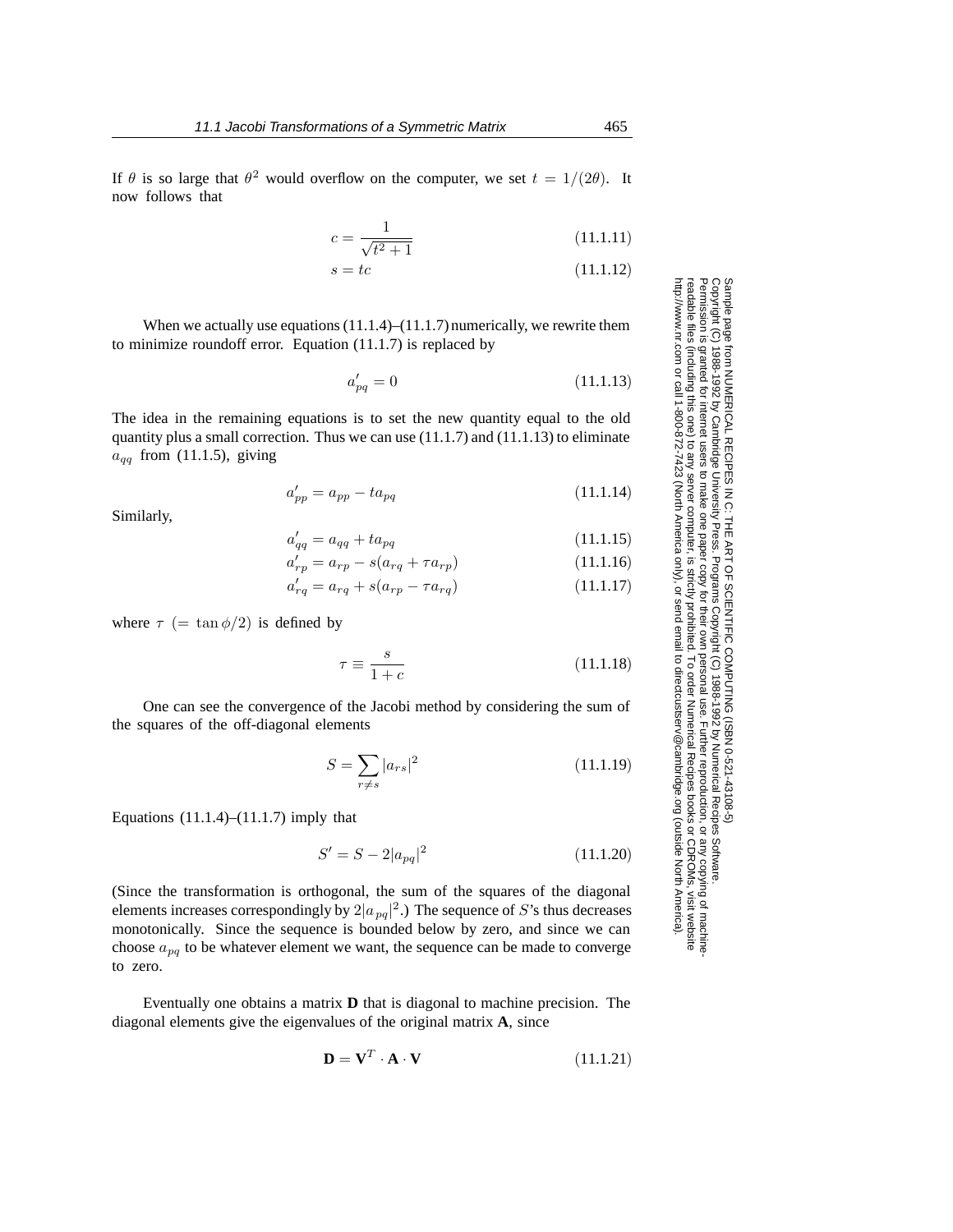If $\theta$ is so large that $\theta^2$ would overflow on the computer, we set $t = 1/(2\theta)$. It now follows that

$$c = \frac{1}{\sqrt{t^2 + 1}} \tag{11.1.11}$$

$$s = tc \tag{11.1.12}$$

When we actually use equations (11.1.4)–(11.1.7) numerically, we rewrite them to minimize roundoff error. Equation (11.1.7) is replaced by

$$a'_{pq} = 0 \tag{11.1.13}$$

The idea in the remaining equations is to set the new quantity equal to the old quantity plus a small correction. Thus we can use (11.1.7) and (11.1.13) to eliminate $a_{qq}$ from (11.1.5), giving

$$a'_{pp} = a_{pp} - t a_{pq} \tag{11.1.14}$$

Similarly,

$$a'_{qq} = a_{qq} + t a_{pq} \tag{11.1.15}$$

$$a'_{rp} = a_{rp} - s(a_{rq} + \tau a_{rp}) \tag{11.1.16}$$

$$a'_{rq} = a_{rq} + s(a_{rp} - \tau a_{rq}) \tag{11.1.17}$$

where $\tau$ $(= \tan\phi/2)$ is defined by

$$\tau \equiv \frac{s}{1 + c} \tag{11.1.18}$$

One can see the convergence of the Jacobi method by considering the sum of the squares of the off-diagonal elements

$$S = \sum_{r \neq s} |a_{rs}|^2 \tag{11.1.19}$$

Equations (11.1.4)–(11.1.7) imply that

$$S' = S - 2|a_{pq}|^2 \tag{11.1.20}$$

(Since the transformation is orthogonal, the sum of the squares of the diagonal elements increases correspondingly by $2|a_{pq}|^2$.) The sequence of $S$'s thus decreases monotonically. Since the sequence is bounded below by zero, and since we can choose $a_{pq}$ to be whatever element we want, the sequence can be made to converge to zero.

Eventually one obtains a matrix **D** that is diagonal to machine precision. The diagonal elements give the eigenvalues of the original matrix **A**, since

$$\mathbf{D} = \mathbf{V}^T \cdot \mathbf{A} \cdot \mathbf{V} \tag{11.1.21}$$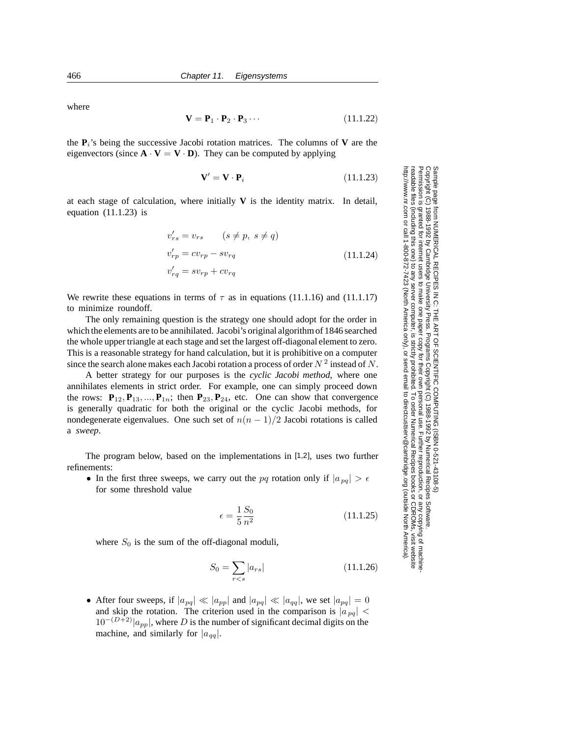where

$$\mathbf{V} = \mathbf{P}_1 \cdot \mathbf{P}_2 \cdot \mathbf{P}_3 \cdots \tag{11.1.22}$$

the $\mathbf{P}_i$'s being the successive Jacobi rotation matrices. The columns of $\mathbf{V}$ are the eigenvectors (since $\mathbf{A} \cdot \mathbf{V} = \mathbf{V} \cdot \mathbf{D}$). They can be computed by applying

$$\mathbf{V}' = \mathbf{V} \cdot \mathbf{P}_i \tag{11.1.23}$$

at each stage of calculation, where initially $\mathbf{V}$ is the identity matrix. In detail, equation (11.1.23) is

$$\begin{aligned}
v'_{rs} &= v_{rs} \qquad (s \neq p,\ s \neq q) \\
v'_{rp} &= cv_{rp} - sv_{rq} \\
v'_{rq} &= sv_{rp} + cv_{rq}
\end{aligned} \tag{11.1.24}$$

We rewrite these equations in terms of $\tau$ as in equations (11.1.16) and (11.1.17) to minimize roundoff.

The only remaining question is the strategy one should adopt for the order in which the elements are to be annihilated. Jacobi's original algorithm of 1846 searched the whole upper triangle at each stage and set the largest off-diagonal element to zero. This is a reasonable strategy for hand calculation, but it is prohibitive on a computer since the search alone makes each Jacobi rotation a process of order $N^2$ instead of $N$.

A better strategy for our purposes is the *cyclic Jacobi method*, where one annihilates elements in strict order. For example, one can simply proceed down the rows: $\mathbf{P}_{12}, \mathbf{P}_{13}, ..., \mathbf{P}_{1n}$; then $\mathbf{P}_{23}, \mathbf{P}_{24}$, etc. One can show that convergence is generally quadratic for both the original or the cyclic Jacobi methods, for nondegenerate eigenvalues. One such set of $n(n-1)/2$ Jacobi rotations is called a *sweep*.

The program below, based on the implementations in [1,2], uses two further refinements:

- In the first three sweeps, we carry out the $pq$ rotation only if $|a_{pq}| > \epsilon$ for some threshold value

$$\epsilon = \frac{1}{5}\frac{S_0}{n^2} \tag{11.1.25}$$

  where $S_0$ is the sum of the off-diagonal moduli,

$$S_0 = \sum_{r<s} |a_{rs}| \tag{11.1.26}$$

- After four sweeps, if $|a_{pq}| \ll |a_{pp}|$ and $|a_{pq}| \ll |a_{qq}|$, we set $|a_{pq}| = 0$ and skip the rotation. The criterion used in the comparison is $|a_{pq}| < 10^{-(D+2)}|a_{pp}|$, where $D$ is the number of significant decimal digits on the machine, and similarly for $|a_{qq}|$.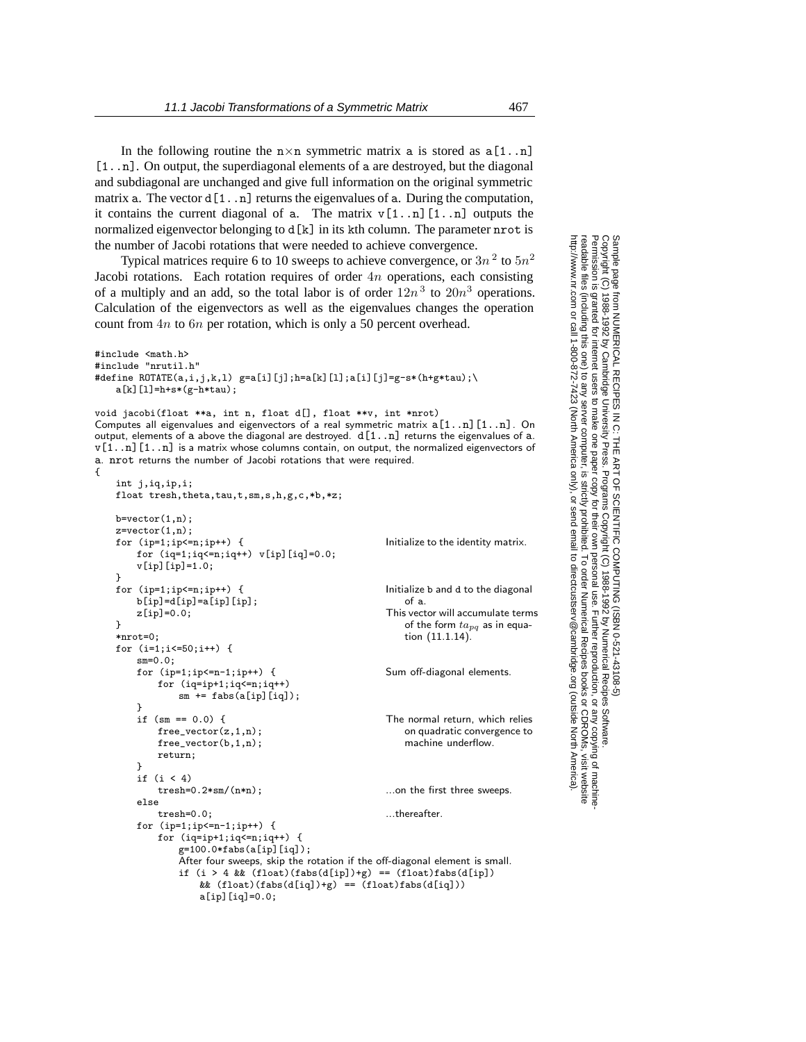In the following routine the n×n symmetric matrix a is stored as a[1..n][1..n]. On output, the superdiagonal elements of a are destroyed, but the diagonal and subdiagonal are unchanged and give full information on the original symmetric matrix a. The vector d[1..n] returns the eigenvalues of a. During the computation, it contains the current diagonal of a. The matrix v[1..n][1..n] outputs the normalized eigenvector belonging to d[k] in its kth column. The parameter nrot is the number of Jacobi rotations that were needed to achieve convergence.

Typical matrices require 6 to 10 sweeps to achieve convergence, or $3n^2$ to $5n^2$ Jacobi rotations. Each rotation requires of order $4n$ operations, each consisting of a multiply and an add, so the total labor is of order $12n^3$ to $20n^3$ operations. Calculation of the eigenvectors as well as the eigenvalues changes the operation count from $4n$ to $6n$ per rotation, which is only a 50 percent overhead.

```
#include <math.h>
#include "nrutil.h"
#define ROTATE(a,i,j,k,l) g=a[i][j];h=a[k][l];a[i][j]=g-s*(h+g*tau);\
    a[k][l]=h+s*(g-h*tau);

void jacobi(float **a, int n, float d[], float **v, int *nrot)
Computes all eigenvalues and eigenvectors of a real symmetric matrix a[1..n][1..n]. On
output, elements of a above the diagonal are destroyed. d[1..n] returns the eigenvalues of a.
v[1..n][1..n] is a matrix whose columns contain, on output, the normalized eigenvectors of
a. nrot returns the number of Jacobi rotations that were required.
{
    int j,iq,ip,i;
    float tresh,theta,tau,t,sm,s,h,g,c,*b,*z;

    b=vector(1,n);
    z=vector(1,n);
    for (ip=1;ip<=n;ip++) {                     Initialize to the identity matrix.
        for (iq=1;iq<=n;iq++) v[ip][iq]=0.0;
        v[ip][ip]=1.0;
    }
    for (ip=1;ip<=n;ip++) {                     Initialize b and d to the diagonal
        b[ip]=d[ip]=a[ip][ip];                      of a.
        z[ip]=0.0;                              This vector will accumulate terms
    }                                               of the form ta_pq as in equa-
    *nrot=0;                                        tion (11.1.14).
    for (i=1;i<=50;i++) {
        sm=0.0;
        for (ip=1;ip<=n-1;ip++) {               Sum off-diagonal elements.
            for (iq=ip+1;iq<=n;iq++)
                sm += fabs(a[ip][iq]);
        }
        if (sm == 0.0) {                        The normal return, which relies
            free_vector(z,1,n);                     on quadratic convergence to
            free_vector(b,1,n);                     machine underflow.
            return;
        }
        if (i < 4)
            tresh=0.2*sm/(n*n);                 ...on the first three sweeps.
        else
            tresh=0.0;                          ...thereafter.
        for (ip=1;ip<=n-1;ip++) {
            for (iq=ip+1;iq<=n;iq++) {
                g=100.0*fabs(a[ip][iq]);
                After four sweeps, skip the rotation if the off-diagonal element is small.
                if (i > 4 && (float)(fabs(d[ip])+g) == (float)fabs(d[ip])
                    && (float)(fabs(d[iq])+g) == (float)fabs(d[iq]))
                    a[ip][iq]=0.0;
```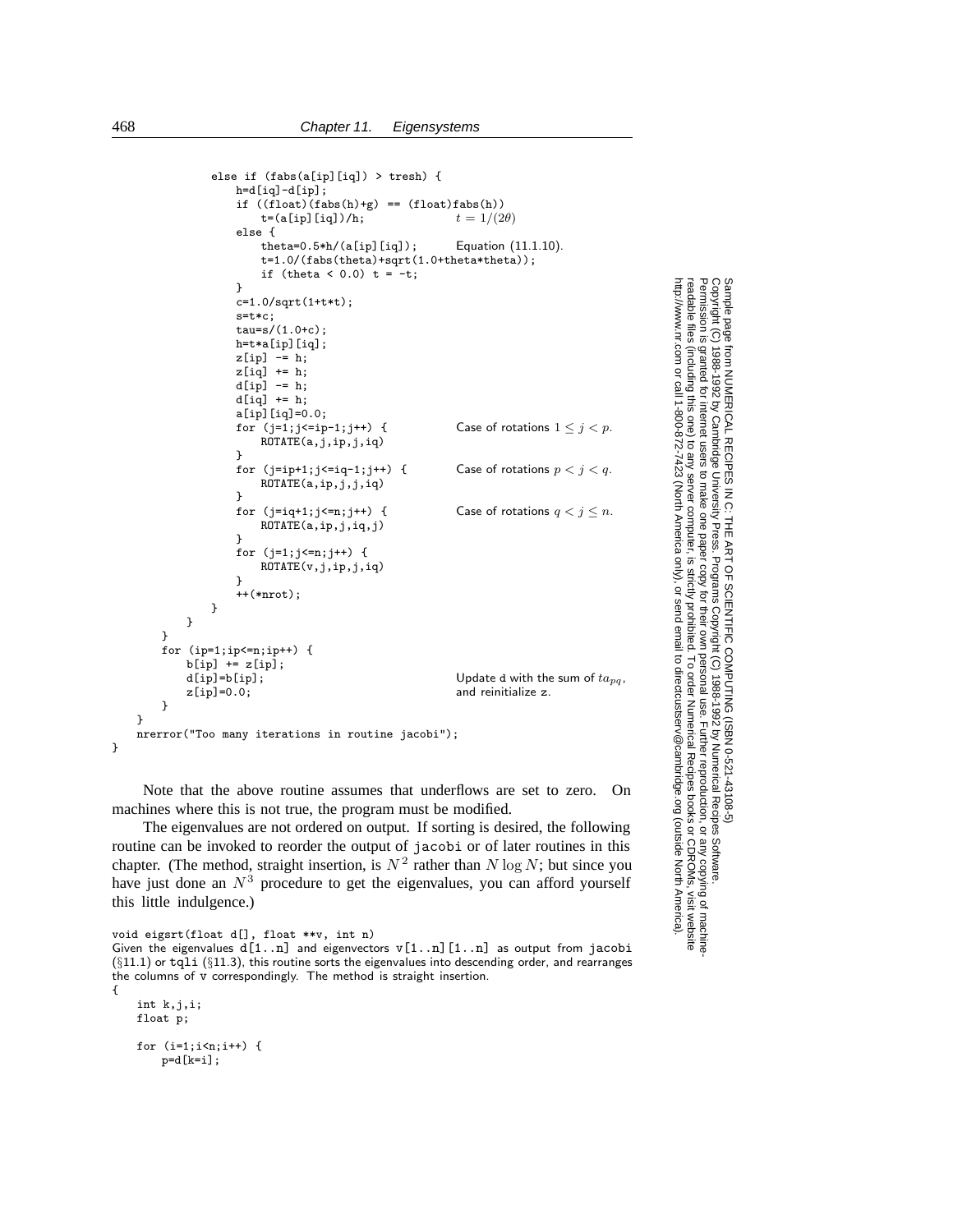```
            else if (fabs(a[ip][iq]) > tresh) {
                h=d[iq]-d[ip];
                if ((float)(fabs(h)+g) == (float)fabs(h))
                    t=(a[ip][iq])/h;                t = 1/(2θ)
                else {
                    theta=0.5*h/(a[ip][iq]);        Equation (11.1.10).
                    t=1.0/(fabs(theta)+sqrt(1.0+theta*theta));
                    if (theta < 0.0) t = -t;
                }
                c=1.0/sqrt(1+t*t);
                s=t*c;
                tau=s/(1.0+c);
                h=t*a[ip][iq];
                z[ip] -= h;
                z[iq] += h;
                d[ip] -= h;
                d[iq] += h;
                a[ip][iq]=0.0;
                for (j=1;j<=ip-1;j++) {             Case of rotations 1 ≤ j < p.
                    ROTATE(a,j,ip,j,iq)
                }
                for (j=ip+1;j<=iq-1;j++) {          Case of rotations p < j < q.
                    ROTATE(a,ip,j,j,iq)
                }
                for (j=iq+1;j<=n;j++) {             Case of rotations q < j ≤ n.
                    ROTATE(a,ip,j,iq,j)
                }
                for (j=1;j<=n;j++) {
                    ROTATE(v,j,ip,j,iq)
                }
                ++(*nrot);
            }
        }
    }
    for (ip=1;ip<=n;ip++) {
        b[ip] += z[ip];
        d[ip]=b[ip];                                Update d with the sum of ta_pq,
        z[ip]=0.0;                                  and reinitialize z.
    }
}
nrerror("Too many iterations in routine jacobi");
}
```

Note that the above routine assumes that underflows are set to zero. On machines where this is not true, the program must be modified.

The eigenvalues are not ordered on output. If sorting is desired, the following routine can be invoked to reorder the output of jacobi or of later routines in this chapter. (The method, straight insertion, is $N^2$ rather than $N \log N$; but since you have just done an $N^3$ procedure to get the eigenvalues, you can afford yourself this little indulgence.)

```
void eigsrt(float d[], float **v, int n)
```

Given the eigenvalues d[1..n] and eigenvectors v[1..n][1..n] as output from jacobi (§11.1) or tqli (§11.3), this routine sorts the eigenvalues into descending order, and rearranges the columns of v correspondingly. The method is straight insertion.

```
{
    int k,j,i;
    float p;

    for (i=1;i<n;i++) {
        p=d[k=i];
```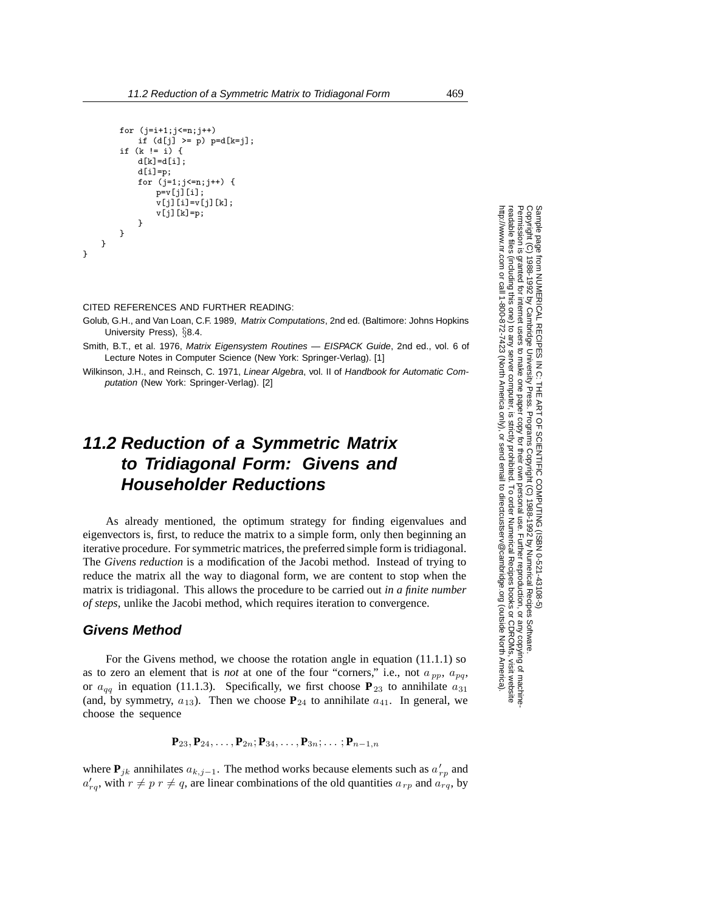```
        for (j=i+1;j<=n;j++)
            if (d[j] >= p) p=d[k=j];
        if (k != i) {
            d[k]=d[i];
            d[i]=p;
            for (j=1;j<=n;j++) {
                p=v[j][i];
                v[j][i]=v[j][k];
                v[j][k]=p;
            }
        }
    }
}
```

CITED REFERENCES AND FURTHER READING:

Golub, G.H., and Van Loan, C.F. 1989, *Matrix Computations*, 2nd ed. (Baltimore: Johns Hopkins University Press), §8.4.

Smith, B.T., et al. 1976, *Matrix Eigensystem Routines — EISPACK Guide*, 2nd ed., vol. 6 of Lecture Notes in Computer Science (New York: Springer-Verlag). [1]

Wilkinson, J.H., and Reinsch, C. 1971, *Linear Algebra*, vol. II of *Handbook for Automatic Computation* (New York: Springer-Verlag). [2]

## 11.2 Reduction of a Symmetric Matrix to Tridiagonal Form: Givens and Householder Reductions

As already mentioned, the optimum strategy for finding eigenvalues and eigenvectors is, first, to reduce the matrix to a simple form, only then beginning an iterative procedure. For symmetric matrices, the preferred simple form is tridiagonal. The *Givens reduction* is a modification of the Jacobi method. Instead of trying to reduce the matrix all the way to diagonal form, we are content to stop when the matrix is tridiagonal. This allows the procedure to be carried out *in a finite number of steps*, unlike the Jacobi method, which requires iteration to convergence.

### Givens Method

For the Givens method, we choose the rotation angle in equation (11.1.1) so as to zero an element that is *not* at one of the four "corners," i.e., not $a_{pp}$, $a_{pq}$, or $a_{qq}$ in equation (11.1.3). Specifically, we first choose $\mathbf{P}_{23}$ to annihilate $a_{31}$ (and, by symmetry, $a_{13}$). Then we choose $\mathbf{P}_{24}$ to annihilate $a_{41}$. In general, we choose the sequence

$$\mathbf{P}_{23}, \mathbf{P}_{24}, \ldots, \mathbf{P}_{2n}; \mathbf{P}_{34}, \ldots, \mathbf{P}_{3n}; \ldots ; \mathbf{P}_{n-1,n}$$

where $\mathbf{P}_{jk}$ annihilates $a_{k,j-1}$. The method works because elements such as $a'_{rp}$ and $a'_{rq}$, with $r \neq p$ $r \neq q$, are linear combinations of the old quantities $a_{rp}$ and $a_{rq}$, by